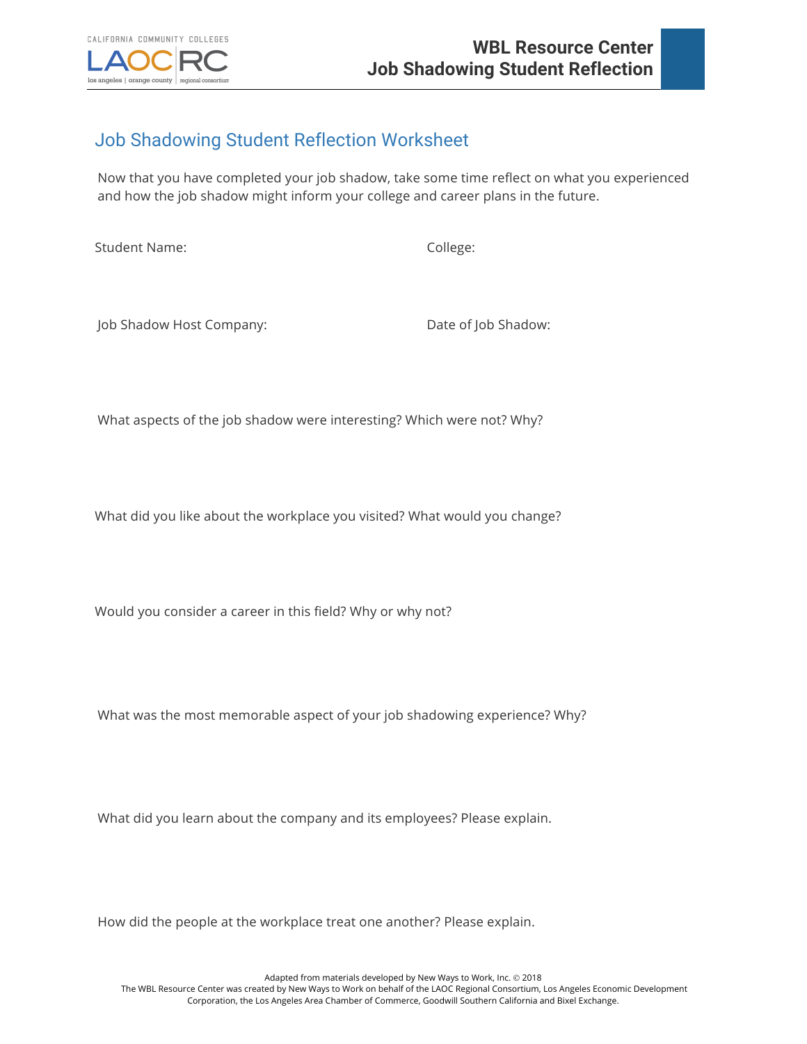# WBL Resource Center
# Job Shadowing Student Reflection

## Job Shadowing Student Reflection Worksheet

Now that you have completed your job shadow, take some time reflect on what you experienced and how the job shadow might inform your college and career plans in the future.

Student Name:

College:

Job Shadow Host Company:

Date of Job Shadow:

What aspects of the job shadow were interesting? Which were not? Why?

What did you like about the workplace you visited? What would you change?

Would you consider a career in this field? Why or why not?

What was the most memorable aspect of your job shadowing experience? Why?

What did you learn about the company and its employees? Please explain.

How did the people at the workplace treat one another? Please explain.

Adapted from materials developed by New Ways to Work, Inc. © 2018
The WBL Resource Center was created by New Ways to Work on behalf of the LAOC Regional Consortium, Los Angeles Economic Development Corporation, the Los Angeles Area Chamber of Commerce, Goodwill Southern California and Bixel Exchange.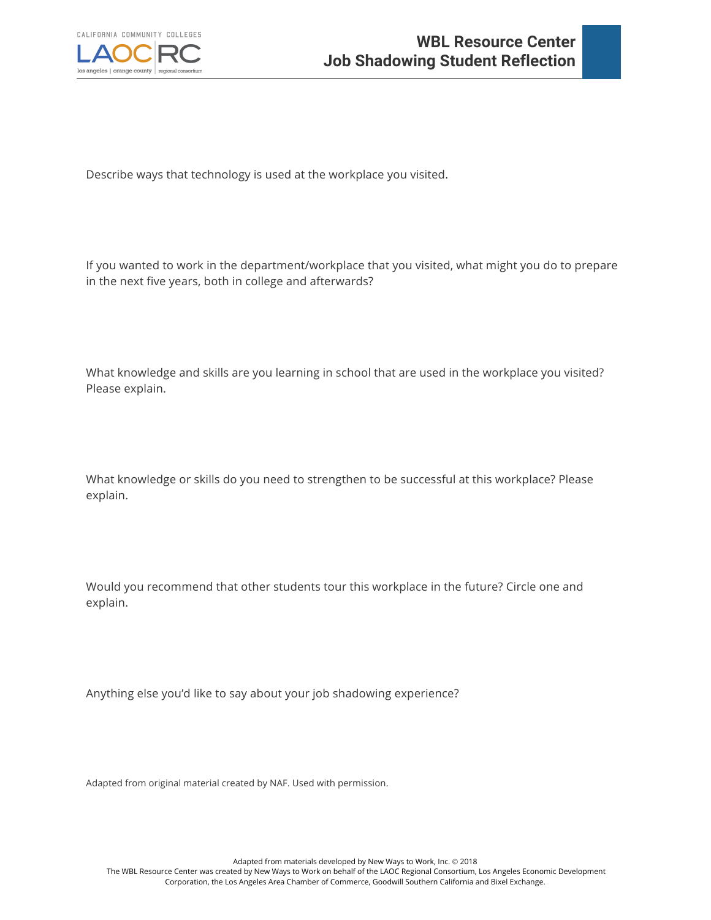Describe ways that technology is used at the workplace you visited.

If you wanted to work in the department/workplace that you visited, what might you do to prepare in the next five years, both in college and afterwards?

What knowledge and skills are you learning in school that are used in the workplace you visited? Please explain.

What knowledge or skills do you need to strengthen to be successful at this workplace? Please explain.

Would you recommend that other students tour this workplace in the future? Circle one and explain.

Anything else you'd like to say about your job shadowing experience?

Adapted from original material created by NAF. Used with permission.